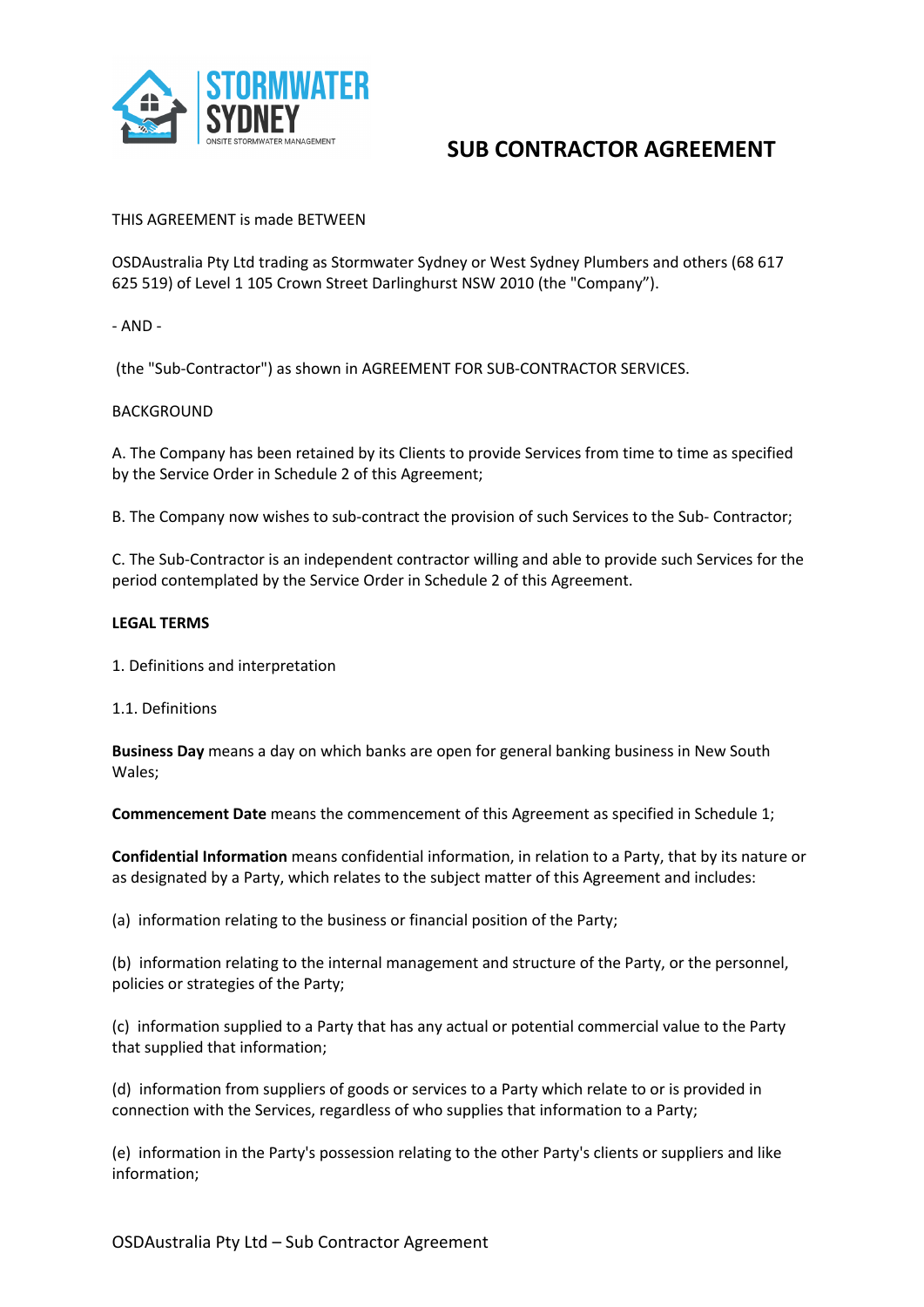# SUB CONTRACTOR AGREEMENT

THIS AGREEMENT is made BETWEEN

OSDAustralia Pty Ltd trading as Stormwater Sydney or West Sydney Plumbers and others (68 617 625 519) of Level 1 105 Crown Street Darlinghurst NSW 2010 (the "Company").

- AND -

(the "Sub-Contractor") as shown in AGREEMENT FOR SUB-CONTRACTOR SERVICES.

BACKGROUND

A. The Company has been retained by its Clients to provide Services from time to time as specified by the Service Order in Schedule 2 of this Agreement;

B. The Company now wishes to sub-contract the provision of such Services to the Sub- Contractor;

C. The Sub-Contractor is an independent contractor willing and able to provide such Services for the period contemplated by the Service Order in Schedule 2 of this Agreement.

**LEGAL TERMS**

1. Definitions and interpretation

1.1. Definitions

**Business Day** means a day on which banks are open for general banking business in New South Wales;

**Commencement Date** means the commencement of this Agreement as specified in Schedule 1;

**Confidential Information** means confidential information, in relation to a Party, that by its nature or as designated by a Party, which relates to the subject matter of this Agreement and includes:

(a) information relating to the business or financial position of the Party;

(b) information relating to the internal management and structure of the Party, or the personnel, policies or strategies of the Party;

(c) information supplied to a Party that has any actual or potential commercial value to the Party that supplied that information;

(d) information from suppliers of goods or services to a Party which relate to or is provided in connection with the Services, regardless of who supplies that information to a Party;

(e) information in the Party's possession relating to the other Party's clients or suppliers and like information;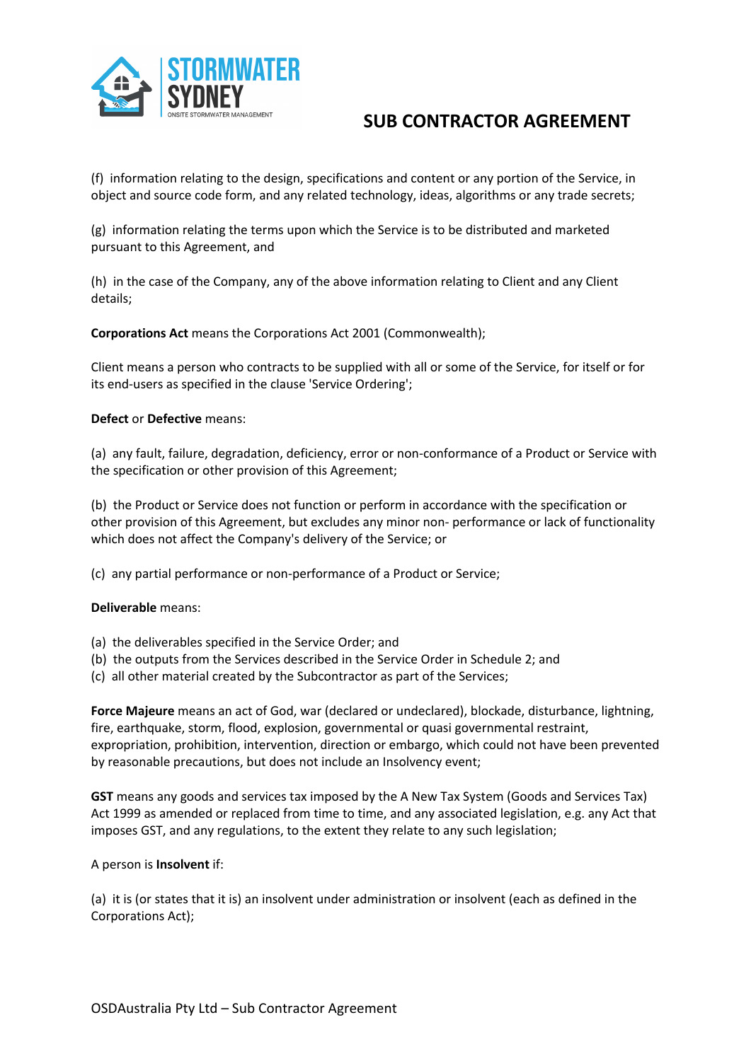(f) information relating to the design, specifications and content or any portion of the Service, in object and source code form, and any related technology, ideas, algorithms or any trade secrets;

(g) information relating the terms upon which the Service is to be distributed and marketed pursuant to this Agreement, and

(h) in the case of the Company, any of the above information relating to Client and any Client details;

**Corporations Act** means the Corporations Act 2001 (Commonwealth);

Client means a person who contracts to be supplied with all or some of the Service, for itself or for its end-users as specified in the clause 'Service Ordering';

**Defect** or **Defective** means:

(a) any fault, failure, degradation, deficiency, error or non-conformance of a Product or Service with the specification or other provision of this Agreement;

(b) the Product or Service does not function or perform in accordance with the specification or other provision of this Agreement, but excludes any minor non- performance or lack of functionality which does not affect the Company's delivery of the Service; or

(c) any partial performance or non-performance of a Product or Service;

**Deliverable** means:

(a) the deliverables specified in the Service Order; and
(b) the outputs from the Services described in the Service Order in Schedule 2; and
(c) all other material created by the Subcontractor as part of the Services;

**Force Majeure** means an act of God, war (declared or undeclared), blockade, disturbance, lightning, fire, earthquake, storm, flood, explosion, governmental or quasi governmental restraint, expropriation, prohibition, intervention, direction or embargo, which could not have been prevented by reasonable precautions, but does not include an Insolvency event;

**GST** means any goods and services tax imposed by the A New Tax System (Goods and Services Tax) Act 1999 as amended or replaced from time to time, and any associated legislation, e.g. any Act that imposes GST, and any regulations, to the extent they relate to any such legislation;

A person is **Insolvent** if:

(a) it is (or states that it is) an insolvent under administration or insolvent (each as defined in the Corporations Act);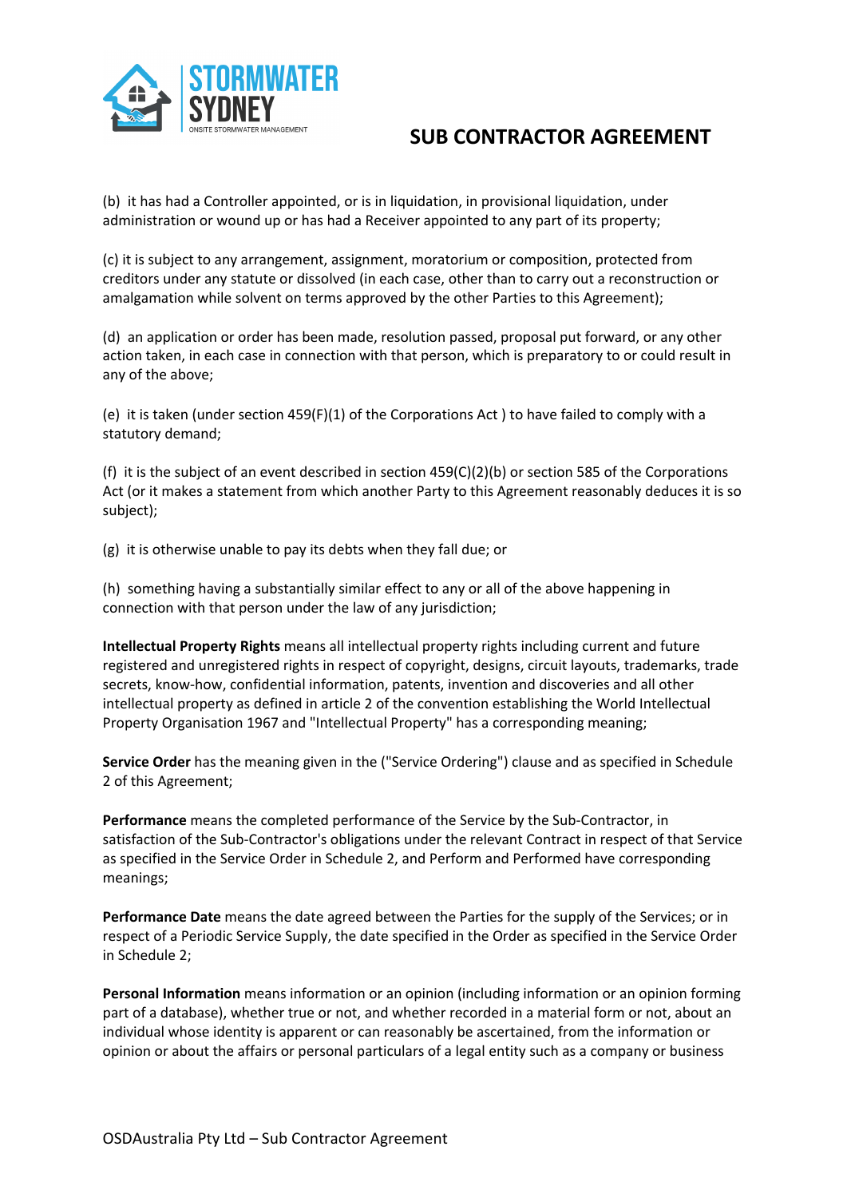(b) it has had a Controller appointed, or is in liquidation, in provisional liquidation, under administration or wound up or has had a Receiver appointed to any part of its property;

(c) it is subject to any arrangement, assignment, moratorium or composition, protected from creditors under any statute or dissolved (in each case, other than to carry out a reconstruction or amalgamation while solvent on terms approved by the other Parties to this Agreement);

(d) an application or order has been made, resolution passed, proposal put forward, or any other action taken, in each case in connection with that person, which is preparatory to or could result in any of the above;

(e) it is taken (under section 459(F)(1) of the Corporations Act ) to have failed to comply with a statutory demand;

(f) it is the subject of an event described in section 459(C)(2)(b) or section 585 of the Corporations Act (or it makes a statement from which another Party to this Agreement reasonably deduces it is so subject);

(g) it is otherwise unable to pay its debts when they fall due; or

(h) something having a substantially similar effect to any or all of the above happening in connection with that person under the law of any jurisdiction;

**Intellectual Property Rights** means all intellectual property rights including current and future registered and unregistered rights in respect of copyright, designs, circuit layouts, trademarks, trade secrets, know-how, confidential information, patents, invention and discoveries and all other intellectual property as defined in article 2 of the convention establishing the World Intellectual Property Organisation 1967 and "Intellectual Property" has a corresponding meaning;

**Service Order** has the meaning given in the ("Service Ordering") clause and as specified in Schedule 2 of this Agreement;

**Performance** means the completed performance of the Service by the Sub-Contractor, in satisfaction of the Sub-Contractor's obligations under the relevant Contract in respect of that Service as specified in the Service Order in Schedule 2, and Perform and Performed have corresponding meanings;

**Performance Date** means the date agreed between the Parties for the supply of the Services; or in respect of a Periodic Service Supply, the date specified in the Order as specified in the Service Order in Schedule 2;

**Personal Information** means information or an opinion (including information or an opinion forming part of a database), whether true or not, and whether recorded in a material form or not, about an individual whose identity is apparent or can reasonably be ascertained, from the information or opinion or about the affairs or personal particulars of a legal entity such as a company or business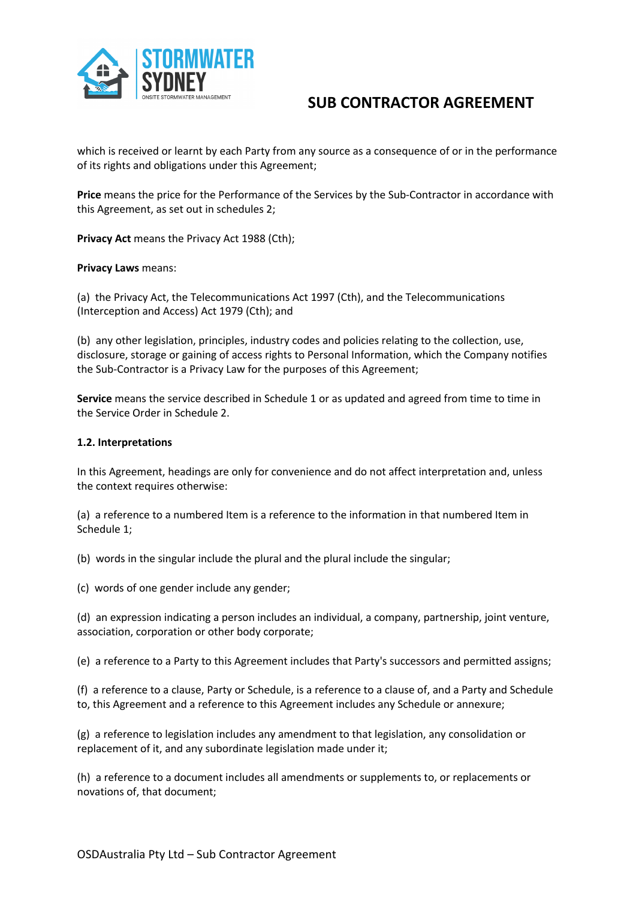which is received or learnt by each Party from any source as a consequence of or in the performance of its rights and obligations under this Agreement;

**Price** means the price for the Performance of the Services by the Sub-Contractor in accordance with this Agreement, as set out in schedules 2;

**Privacy Act** means the Privacy Act 1988 (Cth);

**Privacy Laws** means:

(a) the Privacy Act, the Telecommunications Act 1997 (Cth), and the Telecommunications (Interception and Access) Act 1979 (Cth); and

(b) any other legislation, principles, industry codes and policies relating to the collection, use, disclosure, storage or gaining of access rights to Personal Information, which the Company notifies the Sub-Contractor is a Privacy Law for the purposes of this Agreement;

**Service** means the service described in Schedule 1 or as updated and agreed from time to time in the Service Order in Schedule 2.

**1.2. Interpretations**

In this Agreement, headings are only for convenience and do not affect interpretation and, unless the context requires otherwise:

(a) a reference to a numbered Item is a reference to the information in that numbered Item in Schedule 1;

(b) words in the singular include the plural and the plural include the singular;

(c) words of one gender include any gender;

(d) an expression indicating a person includes an individual, a company, partnership, joint venture, association, corporation or other body corporate;

(e) a reference to a Party to this Agreement includes that Party's successors and permitted assigns;

(f) a reference to a clause, Party or Schedule, is a reference to a clause of, and a Party and Schedule to, this Agreement and a reference to this Agreement includes any Schedule or annexure;

(g) a reference to legislation includes any amendment to that legislation, any consolidation or replacement of it, and any subordinate legislation made under it;

(h) a reference to a document includes all amendments or supplements to, or replacements or novations of, that document;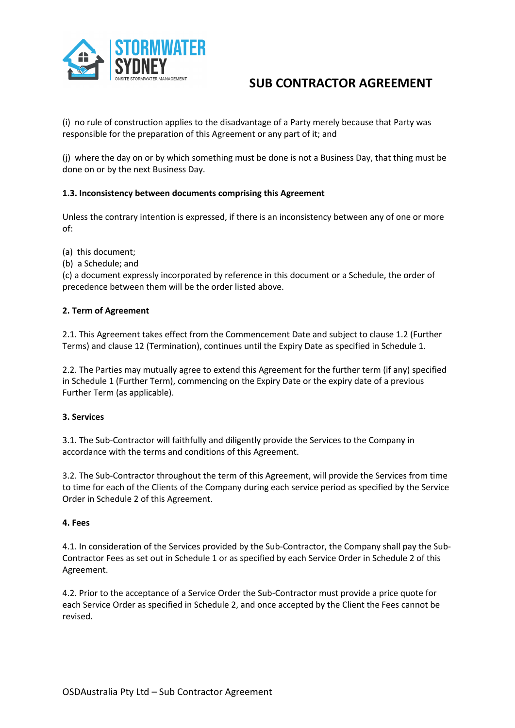(i) no rule of construction applies to the disadvantage of a Party merely because that Party was responsible for the preparation of this Agreement or any part of it; and

(j) where the day on or by which something must be done is not a Business Day, that thing must be done on or by the next Business Day.

**1.3. Inconsistency between documents comprising this Agreement**

Unless the contrary intention is expressed, if there is an inconsistency between any of one or more of:

(a) this document;
(b) a Schedule; and
(c) a document expressly incorporated by reference in this document or a Schedule, the order of precedence between them will be the order listed above.

**2. Term of Agreement**

2.1. This Agreement takes effect from the Commencement Date and subject to clause 1.2 (Further Terms) and clause 12 (Termination), continues until the Expiry Date as specified in Schedule 1.

2.2. The Parties may mutually agree to extend this Agreement for the further term (if any) specified in Schedule 1 (Further Term), commencing on the Expiry Date or the expiry date of a previous Further Term (as applicable).

**3. Services**

3.1. The Sub-Contractor will faithfully and diligently provide the Services to the Company in accordance with the terms and conditions of this Agreement.

3.2. The Sub-Contractor throughout the term of this Agreement, will provide the Services from time to time for each of the Clients of the Company during each service period as specified by the Service Order in Schedule 2 of this Agreement.

**4. Fees**

4.1. In consideration of the Services provided by the Sub-Contractor, the Company shall pay the Sub-Contractor Fees as set out in Schedule 1 or as specified by each Service Order in Schedule 2 of this Agreement.

4.2. Prior to the acceptance of a Service Order the Sub-Contractor must provide a price quote for each Service Order as specified in Schedule 2, and once accepted by the Client the Fees cannot be revised.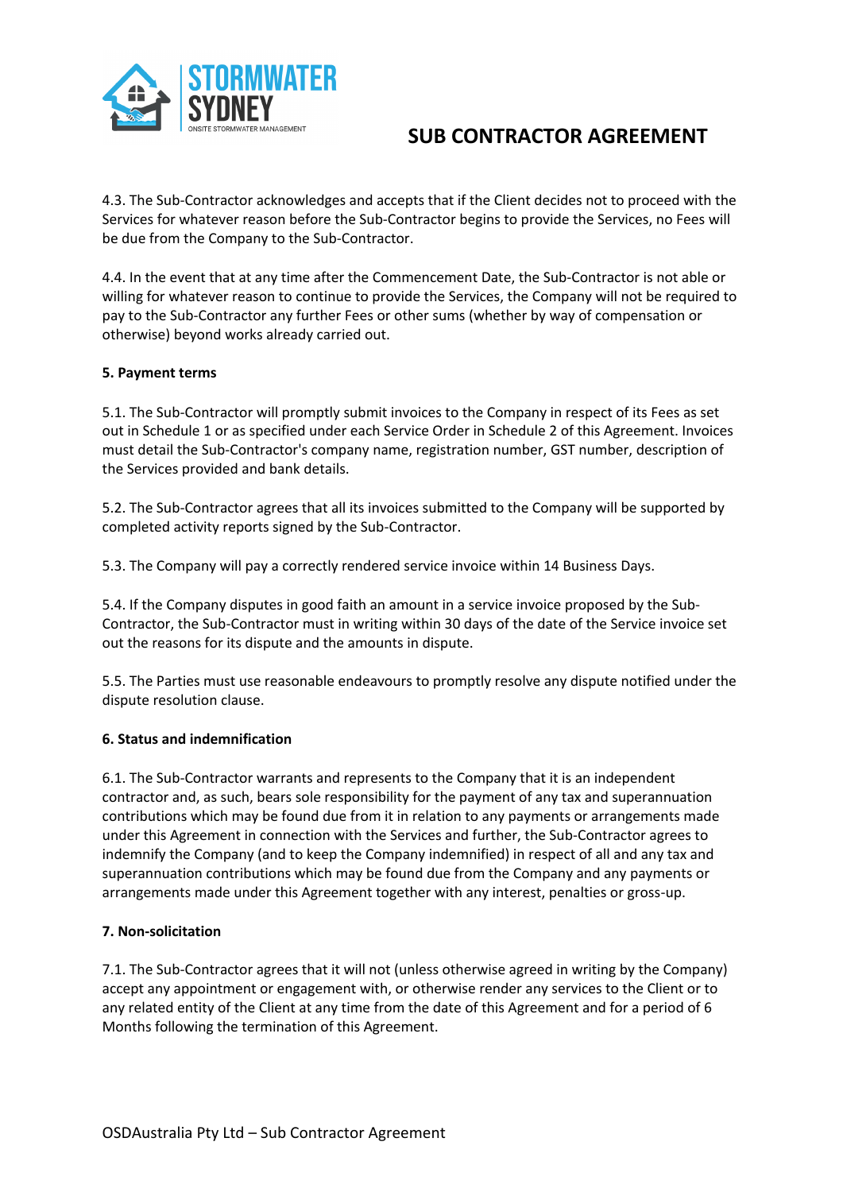4.3. The Sub-Contractor acknowledges and accepts that if the Client decides not to proceed with the Services for whatever reason before the Sub-Contractor begins to provide the Services, no Fees will be due from the Company to the Sub-Contractor.

4.4. In the event that at any time after the Commencement Date, the Sub-Contractor is not able or willing for whatever reason to continue to provide the Services, the Company will not be required to pay to the Sub-Contractor any further Fees or other sums (whether by way of compensation or otherwise) beyond works already carried out.

**5. Payment terms**

5.1. The Sub-Contractor will promptly submit invoices to the Company in respect of its Fees as set out in Schedule 1 or as specified under each Service Order in Schedule 2 of this Agreement. Invoices must detail the Sub-Contractor's company name, registration number, GST number, description of the Services provided and bank details.

5.2. The Sub-Contractor agrees that all its invoices submitted to the Company will be supported by completed activity reports signed by the Sub-Contractor.

5.3. The Company will pay a correctly rendered service invoice within 14 Business Days.

5.4. If the Company disputes in good faith an amount in a service invoice proposed by the Sub-Contractor, the Sub-Contractor must in writing within 30 days of the date of the Service invoice set out the reasons for its dispute and the amounts in dispute.

5.5. The Parties must use reasonable endeavours to promptly resolve any dispute notified under the dispute resolution clause.

**6. Status and indemnification**

6.1. The Sub-Contractor warrants and represents to the Company that it is an independent contractor and, as such, bears sole responsibility for the payment of any tax and superannuation contributions which may be found due from it in relation to any payments or arrangements made under this Agreement in connection with the Services and further, the Sub-Contractor agrees to indemnify the Company (and to keep the Company indemnified) in respect of all and any tax and superannuation contributions which may be found due from the Company and any payments or arrangements made under this Agreement together with any interest, penalties or gross-up.

**7. Non-solicitation**

7.1. The Sub-Contractor agrees that it will not (unless otherwise agreed in writing by the Company) accept any appointment or engagement with, or otherwise render any services to the Client or to any related entity of the Client at any time from the date of this Agreement and for a period of 6 Months following the termination of this Agreement.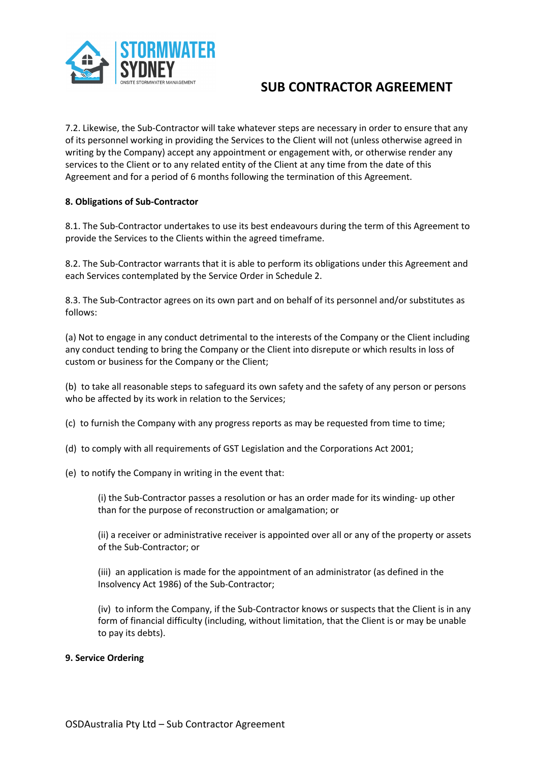7.2. Likewise, the Sub-Contractor will take whatever steps are necessary in order to ensure that any of its personnel working in providing the Services to the Client will not (unless otherwise agreed in writing by the Company) accept any appointment or engagement with, or otherwise render any services to the Client or to any related entity of the Client at any time from the date of this Agreement and for a period of 6 months following the termination of this Agreement.

**8. Obligations of Sub-Contractor**

8.1. The Sub-Contractor undertakes to use its best endeavours during the term of this Agreement to provide the Services to the Clients within the agreed timeframe.

8.2. The Sub-Contractor warrants that it is able to perform its obligations under this Agreement and each Services contemplated by the Service Order in Schedule 2.

8.3. The Sub-Contractor agrees on its own part and on behalf of its personnel and/or substitutes as follows:

(a) Not to engage in any conduct detrimental to the interests of the Company or the Client including any conduct tending to bring the Company or the Client into disrepute or which results in loss of custom or business for the Company or the Client;

(b) to take all reasonable steps to safeguard its own safety and the safety of any person or persons who be affected by its work in relation to the Services;

(c) to furnish the Company with any progress reports as may be requested from time to time;

(d) to comply with all requirements of GST Legislation and the Corporations Act 2001;

(e) to notify the Company in writing in the event that:

> (i) the Sub-Contractor passes a resolution or has an order made for its winding- up other than for the purpose of reconstruction or amalgamation; or
>
> (ii) a receiver or administrative receiver is appointed over all or any of the property or assets of the Sub-Contractor; or
>
> (iii) an application is made for the appointment of an administrator (as defined in the Insolvency Act 1986) of the Sub-Contractor;
>
> (iv) to inform the Company, if the Sub-Contractor knows or suspects that the Client is in any form of financial difficulty (including, without limitation, that the Client is or may be unable to pay its debts).

**9. Service Ordering**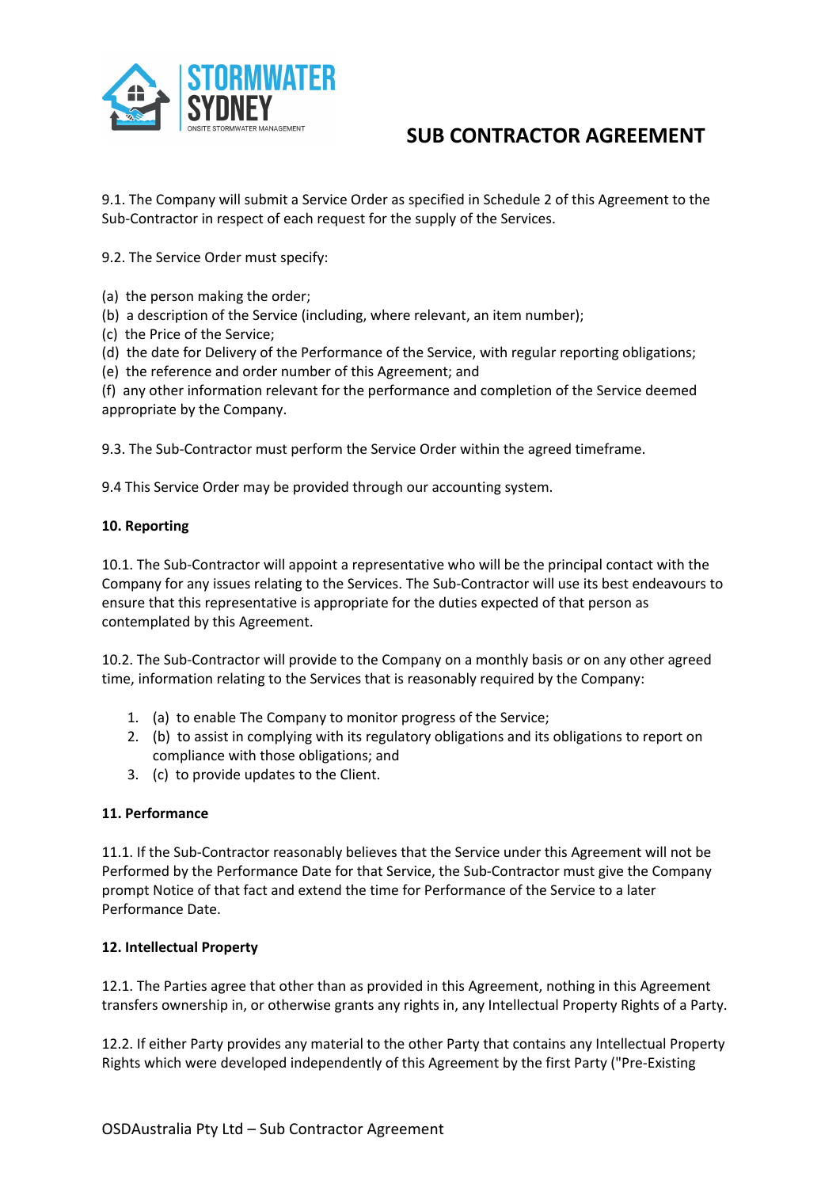9.1. The Company will submit a Service Order as specified in Schedule 2 of this Agreement to the Sub-Contractor in respect of each request for the supply of the Services.

9.2. The Service Order must specify:

(a) the person making the order;
(b) a description of the Service (including, where relevant, an item number);
(c) the Price of the Service;
(d) the date for Delivery of the Performance of the Service, with regular reporting obligations;
(e) the reference and order number of this Agreement; and
(f) any other information relevant for the performance and completion of the Service deemed appropriate by the Company.

9.3. The Sub-Contractor must perform the Service Order within the agreed timeframe.

9.4 This Service Order may be provided through our accounting system.

**10. Reporting**

10.1. The Sub-Contractor will appoint a representative who will be the principal contact with the Company for any issues relating to the Services. The Sub-Contractor will use its best endeavours to ensure that this representative is appropriate for the duties expected of that person as contemplated by this Agreement.

10.2. The Sub-Contractor will provide to the Company on a monthly basis or on any other agreed time, information relating to the Services that is reasonably required by the Company:

1. (a) to enable The Company to monitor progress of the Service;
2. (b) to assist in complying with its regulatory obligations and its obligations to report on compliance with those obligations; and
3. (c) to provide updates to the Client.

**11. Performance**

11.1. If the Sub-Contractor reasonably believes that the Service under this Agreement will not be Performed by the Performance Date for that Service, the Sub-Contractor must give the Company prompt Notice of that fact and extend the time for Performance of the Service to a later Performance Date.

**12. Intellectual Property**

12.1. The Parties agree that other than as provided in this Agreement, nothing in this Agreement transfers ownership in, or otherwise grants any rights in, any Intellectual Property Rights of a Party.

12.2. If either Party provides any material to the other Party that contains any Intellectual Property Rights which were developed independently of this Agreement by the first Party ("Pre-Existing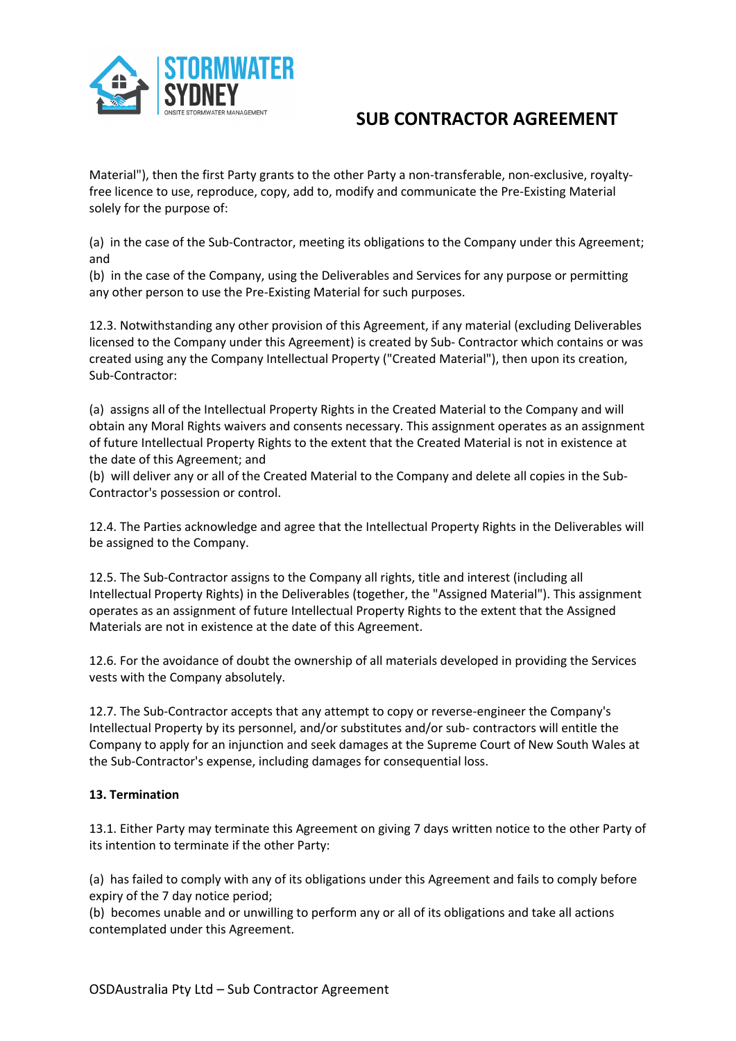Material"), then the first Party grants to the other Party a non-transferable, non-exclusive, royalty-free licence to use, reproduce, copy, add to, modify and communicate the Pre-Existing Material solely for the purpose of:

(a) in the case of the Sub-Contractor, meeting its obligations to the Company under this Agreement; and
(b) in the case of the Company, using the Deliverables and Services for any purpose or permitting any other person to use the Pre-Existing Material for such purposes.

12.3. Notwithstanding any other provision of this Agreement, if any material (excluding Deliverables licensed to the Company under this Agreement) is created by Sub- Contractor which contains or was created using any the Company Intellectual Property ("Created Material"), then upon its creation, Sub-Contractor:

(a) assigns all of the Intellectual Property Rights in the Created Material to the Company and will obtain any Moral Rights waivers and consents necessary. This assignment operates as an assignment of future Intellectual Property Rights to the extent that the Created Material is not in existence at the date of this Agreement; and
(b) will deliver any or all of the Created Material to the Company and delete all copies in the Sub-Contractor's possession or control.

12.4. The Parties acknowledge and agree that the Intellectual Property Rights in the Deliverables will be assigned to the Company.

12.5. The Sub-Contractor assigns to the Company all rights, title and interest (including all Intellectual Property Rights) in the Deliverables (together, the "Assigned Material"). This assignment operates as an assignment of future Intellectual Property Rights to the extent that the Assigned Materials are not in existence at the date of this Agreement.

12.6. For the avoidance of doubt the ownership of all materials developed in providing the Services vests with the Company absolutely.

12.7. The Sub-Contractor accepts that any attempt to copy or reverse-engineer the Company's Intellectual Property by its personnel, and/or substitutes and/or sub- contractors will entitle the Company to apply for an injunction and seek damages at the Supreme Court of New South Wales at the Sub-Contractor's expense, including damages for consequential loss.

**13. Termination**

13.1. Either Party may terminate this Agreement on giving 7 days written notice to the other Party of its intention to terminate if the other Party:

(a) has failed to comply with any of its obligations under this Agreement and fails to comply before expiry of the 7 day notice period;
(b) becomes unable and or unwilling to perform any or all of its obligations and take all actions contemplated under this Agreement.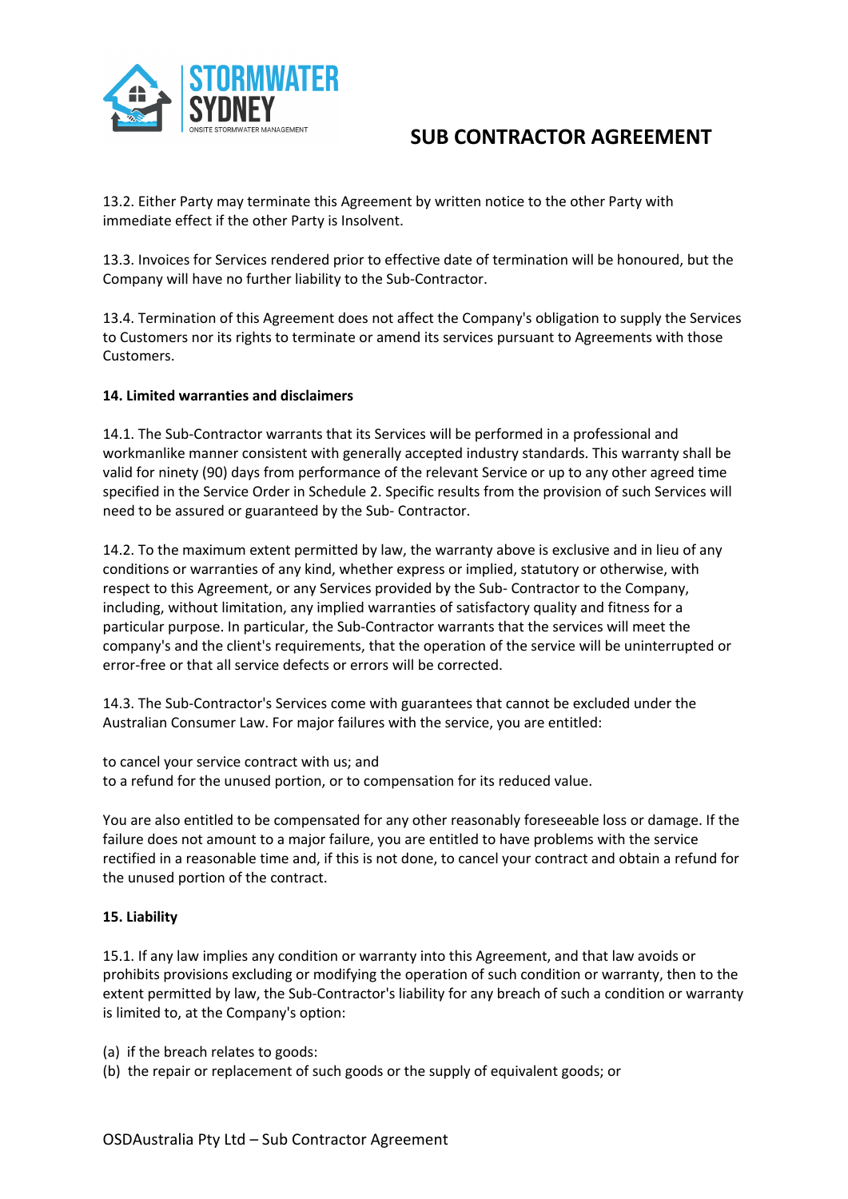13.2. Either Party may terminate this Agreement by written notice to the other Party with immediate effect if the other Party is Insolvent.

13.3. Invoices for Services rendered prior to effective date of termination will be honoured, but the Company will have no further liability to the Sub-Contractor.

13.4. Termination of this Agreement does not affect the Company's obligation to supply the Services to Customers nor its rights to terminate or amend its services pursuant to Agreements with those Customers.

**14. Limited warranties and disclaimers**

14.1. The Sub-Contractor warrants that its Services will be performed in a professional and workmanlike manner consistent with generally accepted industry standards. This warranty shall be valid for ninety (90) days from performance of the relevant Service or up to any other agreed time specified in the Service Order in Schedule 2. Specific results from the provision of such Services will need to be assured or guaranteed by the Sub- Contractor.

14.2. To the maximum extent permitted by law, the warranty above is exclusive and in lieu of any conditions or warranties of any kind, whether express or implied, statutory or otherwise, with respect to this Agreement, or any Services provided by the Sub- Contractor to the Company, including, without limitation, any implied warranties of satisfactory quality and fitness for a particular purpose. In particular, the Sub-Contractor warrants that the services will meet the company's and the client's requirements, that the operation of the service will be uninterrupted or error-free or that all service defects or errors will be corrected.

14.3. The Sub-Contractor's Services come with guarantees that cannot be excluded under the Australian Consumer Law. For major failures with the service, you are entitled:

to cancel your service contract with us; and
to a refund for the unused portion, or to compensation for its reduced value.

You are also entitled to be compensated for any other reasonably foreseeable loss or damage. If the failure does not amount to a major failure, you are entitled to have problems with the service rectified in a reasonable time and, if this is not done, to cancel your contract and obtain a refund for the unused portion of the contract.

**15. Liability**

15.1. If any law implies any condition or warranty into this Agreement, and that law avoids or prohibits provisions excluding or modifying the operation of such condition or warranty, then to the extent permitted by law, the Sub-Contractor's liability for any breach of such a condition or warranty is limited to, at the Company's option:

(a) if the breach relates to goods:
(b) the repair or replacement of such goods or the supply of equivalent goods; or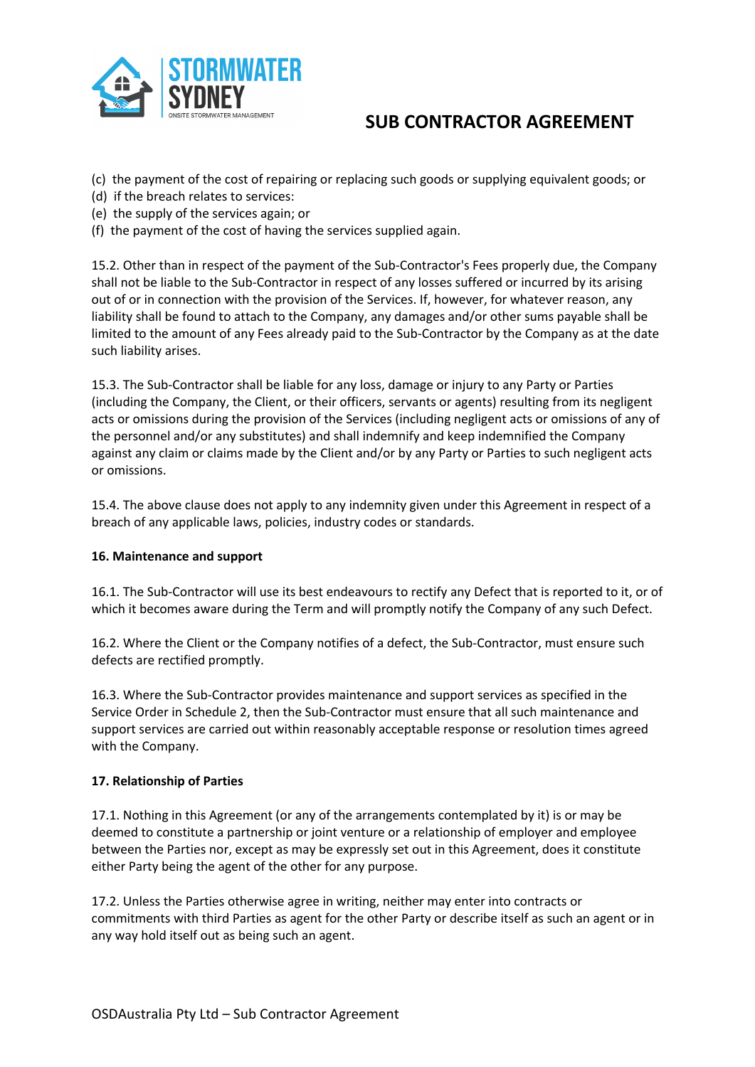(c) the payment of the cost of repairing or replacing such goods or supplying equivalent goods; or
(d) if the breach relates to services:
(e) the supply of the services again; or
(f) the payment of the cost of having the services supplied again.

15.2. Other than in respect of the payment of the Sub-Contractor's Fees properly due, the Company shall not be liable to the Sub-Contractor in respect of any losses suffered or incurred by its arising out of or in connection with the provision of the Services. If, however, for whatever reason, any liability shall be found to attach to the Company, any damages and/or other sums payable shall be limited to the amount of any Fees already paid to the Sub-Contractor by the Company as at the date such liability arises.

15.3. The Sub-Contractor shall be liable for any loss, damage or injury to any Party or Parties (including the Company, the Client, or their officers, servants or agents) resulting from its negligent acts or omissions during the provision of the Services (including negligent acts or omissions of any of the personnel and/or any substitutes) and shall indemnify and keep indemnified the Company against any claim or claims made by the Client and/or by any Party or Parties to such negligent acts or omissions.

15.4. The above clause does not apply to any indemnity given under this Agreement in respect of a breach of any applicable laws, policies, industry codes or standards.

**16. Maintenance and support**

16.1. The Sub-Contractor will use its best endeavours to rectify any Defect that is reported to it, or of which it becomes aware during the Term and will promptly notify the Company of any such Defect.

16.2. Where the Client or the Company notifies of a defect, the Sub-Contractor, must ensure such defects are rectified promptly.

16.3. Where the Sub-Contractor provides maintenance and support services as specified in the Service Order in Schedule 2, then the Sub-Contractor must ensure that all such maintenance and support services are carried out within reasonably acceptable response or resolution times agreed with the Company.

**17. Relationship of Parties**

17.1. Nothing in this Agreement (or any of the arrangements contemplated by it) is or may be deemed to constitute a partnership or joint venture or a relationship of employer and employee between the Parties nor, except as may be expressly set out in this Agreement, does it constitute either Party being the agent of the other for any purpose.

17.2. Unless the Parties otherwise agree in writing, neither may enter into contracts or commitments with third Parties as agent for the other Party or describe itself as such an agent or in any way hold itself out as being such an agent.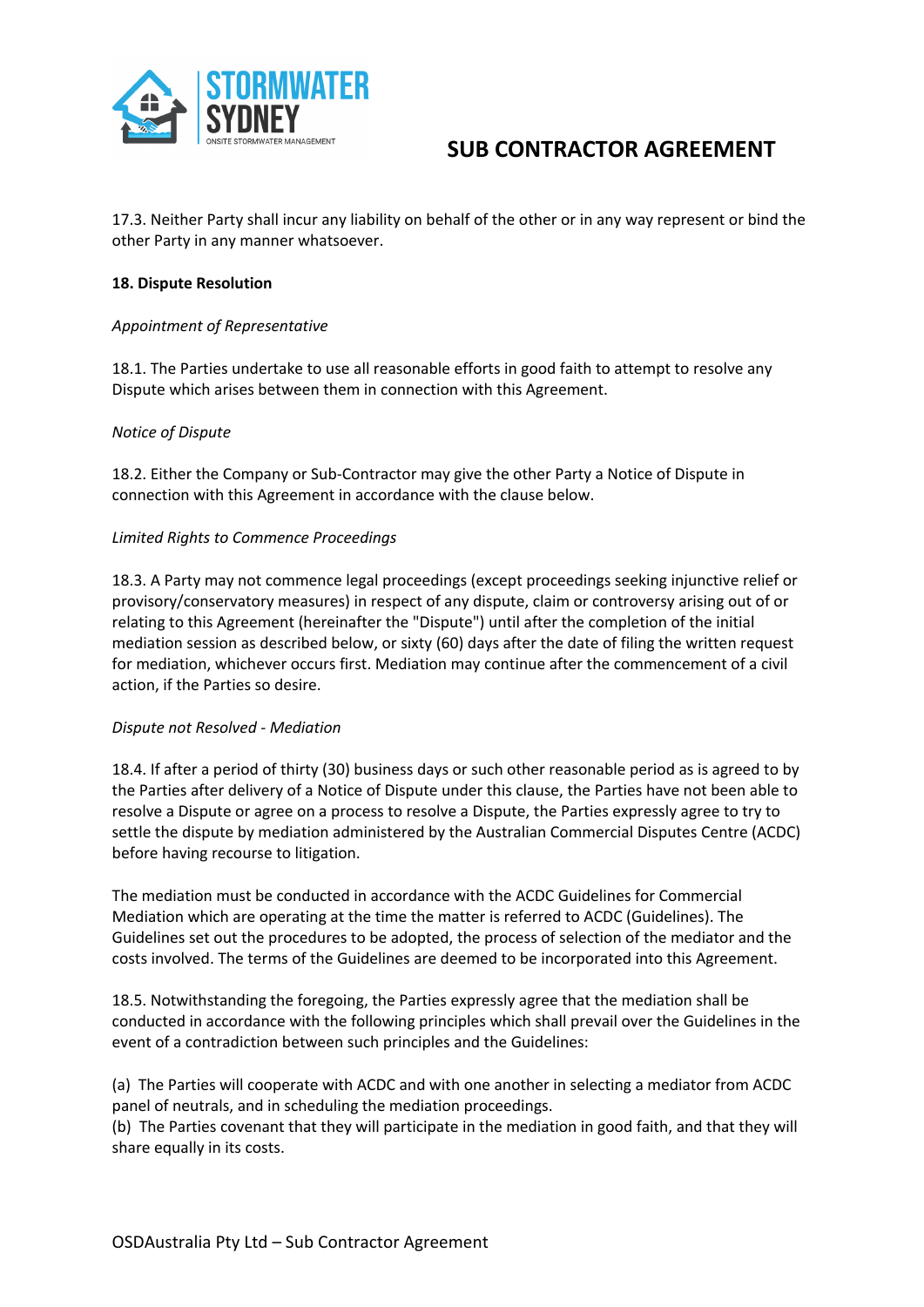17.3. Neither Party shall incur any liability on behalf of the other or in any way represent or bind the other Party in any manner whatsoever.

**18. Dispute Resolution**

*Appointment of Representative*

18.1. The Parties undertake to use all reasonable efforts in good faith to attempt to resolve any Dispute which arises between them in connection with this Agreement.

*Notice of Dispute*

18.2. Either the Company or Sub-Contractor may give the other Party a Notice of Dispute in connection with this Agreement in accordance with the clause below.

*Limited Rights to Commence Proceedings*

18.3. A Party may not commence legal proceedings (except proceedings seeking injunctive relief or provisory/conservatory measures) in respect of any dispute, claim or controversy arising out of or relating to this Agreement (hereinafter the "Dispute") until after the completion of the initial mediation session as described below, or sixty (60) days after the date of filing the written request for mediation, whichever occurs first. Mediation may continue after the commencement of a civil action, if the Parties so desire.

*Dispute not Resolved - Mediation*

18.4. If after a period of thirty (30) business days or such other reasonable period as is agreed to by the Parties after delivery of a Notice of Dispute under this clause, the Parties have not been able to resolve a Dispute or agree on a process to resolve a Dispute, the Parties expressly agree to try to settle the dispute by mediation administered by the Australian Commercial Disputes Centre (ACDC) before having recourse to litigation.

The mediation must be conducted in accordance with the ACDC Guidelines for Commercial Mediation which are operating at the time the matter is referred to ACDC (Guidelines). The Guidelines set out the procedures to be adopted, the process of selection of the mediator and the costs involved. The terms of the Guidelines are deemed to be incorporated into this Agreement.

18.5. Notwithstanding the foregoing, the Parties expressly agree that the mediation shall be conducted in accordance with the following principles which shall prevail over the Guidelines in the event of a contradiction between such principles and the Guidelines:

(a) The Parties will cooperate with ACDC and with one another in selecting a mediator from ACDC panel of neutrals, and in scheduling the mediation proceedings.
(b) The Parties covenant that they will participate in the mediation in good faith, and that they will share equally in its costs.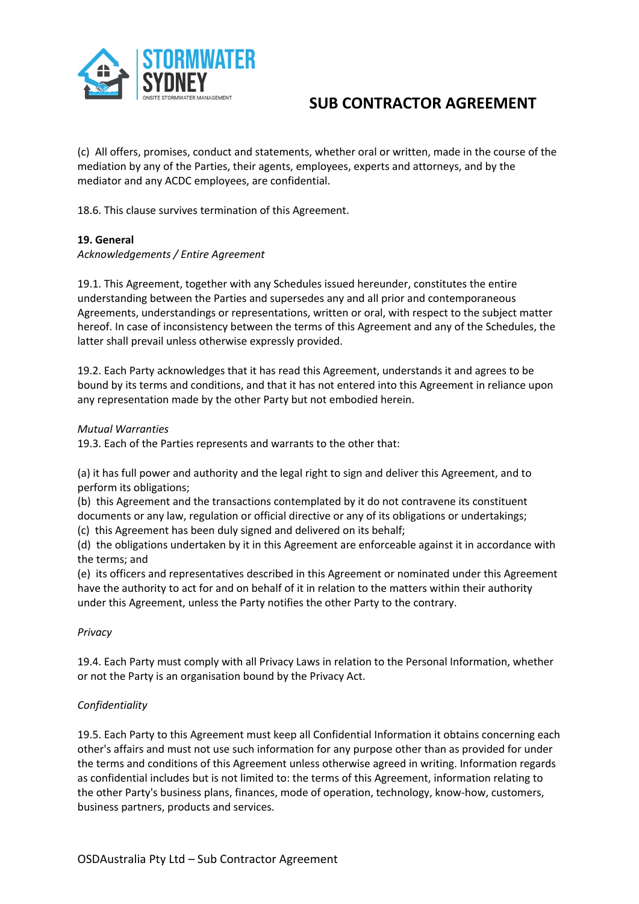(c) All offers, promises, conduct and statements, whether oral or written, made in the course of the mediation by any of the Parties, their agents, employees, experts and attorneys, and by the mediator and any ACDC employees, are confidential.

18.6. This clause survives termination of this Agreement.

**19. General**

*Acknowledgements / Entire Agreement*

19.1. This Agreement, together with any Schedules issued hereunder, constitutes the entire understanding between the Parties and supersedes any and all prior and contemporaneous Agreements, understandings or representations, written or oral, with respect to the subject matter hereof. In case of inconsistency between the terms of this Agreement and any of the Schedules, the latter shall prevail unless otherwise expressly provided.

19.2. Each Party acknowledges that it has read this Agreement, understands it and agrees to be bound by its terms and conditions, and that it has not entered into this Agreement in reliance upon any representation made by the other Party but not embodied herein.

*Mutual Warranties*

19.3. Each of the Parties represents and warrants to the other that:

(a) it has full power and authority and the legal right to sign and deliver this Agreement, and to perform its obligations;
(b) this Agreement and the transactions contemplated by it do not contravene its constituent documents or any law, regulation or official directive or any of its obligations or undertakings;
(c) this Agreement has been duly signed and delivered on its behalf;
(d) the obligations undertaken by it in this Agreement are enforceable against it in accordance with the terms; and
(e) its officers and representatives described in this Agreement or nominated under this Agreement have the authority to act for and on behalf of it in relation to the matters within their authority under this Agreement, unless the Party notifies the other Party to the contrary.

*Privacy*

19.4. Each Party must comply with all Privacy Laws in relation to the Personal Information, whether or not the Party is an organisation bound by the Privacy Act.

*Confidentiality*

19.5. Each Party to this Agreement must keep all Confidential Information it obtains concerning each other's affairs and must not use such information for any purpose other than as provided for under the terms and conditions of this Agreement unless otherwise agreed in writing. Information regards as confidential includes but is not limited to: the terms of this Agreement, information relating to the other Party's business plans, finances, mode of operation, technology, know-how, customers, business partners, products and services.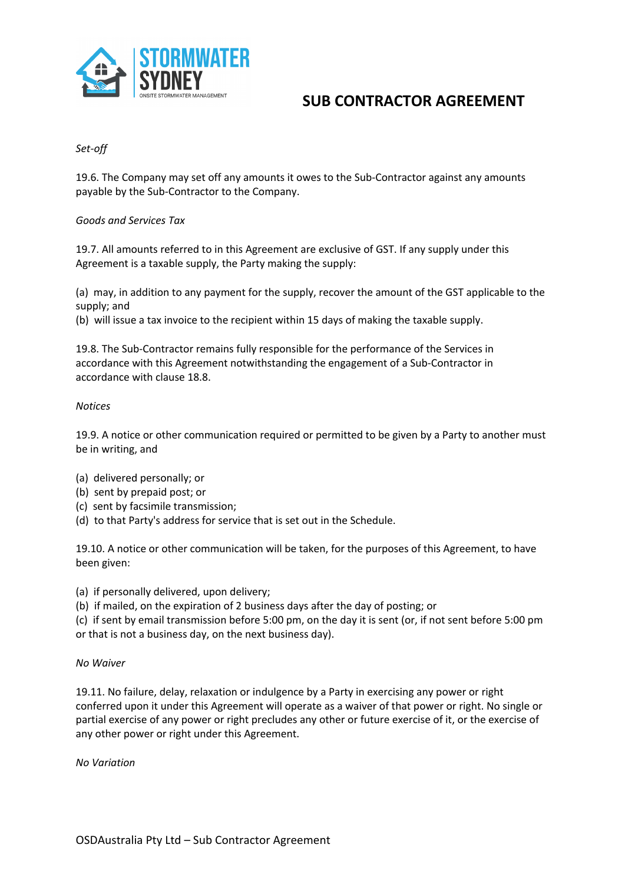*Set-off*

19.6. The Company may set off any amounts it owes to the Sub-Contractor against any amounts payable by the Sub-Contractor to the Company.

*Goods and Services Tax*

19.7. All amounts referred to in this Agreement are exclusive of GST. If any supply under this Agreement is a taxable supply, the Party making the supply:

(a) may, in addition to any payment for the supply, recover the amount of the GST applicable to the supply; and
(b) will issue a tax invoice to the recipient within 15 days of making the taxable supply.

19.8. The Sub-Contractor remains fully responsible for the performance of the Services in accordance with this Agreement notwithstanding the engagement of a Sub-Contractor in accordance with clause 18.8.

*Notices*

19.9. A notice or other communication required or permitted to be given by a Party to another must be in writing, and

(a) delivered personally; or
(b) sent by prepaid post; or
(c) sent by facsimile transmission;
(d) to that Party's address for service that is set out in the Schedule.

19.10. A notice or other communication will be taken, for the purposes of this Agreement, to have been given:

(a) if personally delivered, upon delivery;
(b) if mailed, on the expiration of 2 business days after the day of posting; or
(c) if sent by email transmission before 5:00 pm, on the day it is sent (or, if not sent before 5:00 pm or that is not a business day, on the next business day).

*No Waiver*

19.11. No failure, delay, relaxation or indulgence by a Party in exercising any power or right conferred upon it under this Agreement will operate as a waiver of that power or right. No single or partial exercise of any power or right precludes any other or future exercise of it, or the exercise of any other power or right under this Agreement.

*No Variation*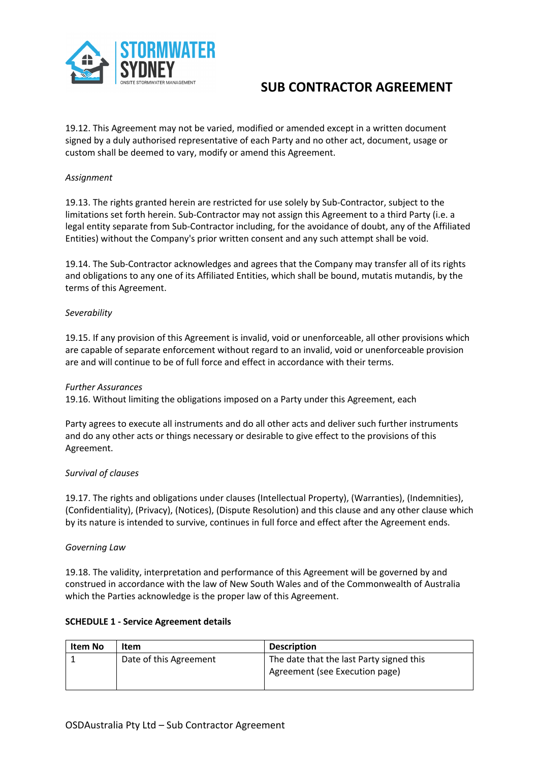19.12. This Agreement may not be varied, modified or amended except in a written document signed by a duly authorised representative of each Party and no other act, document, usage or custom shall be deemed to vary, modify or amend this Agreement.

*Assignment*

19.13. The rights granted herein are restricted for use solely by Sub-Contractor, subject to the limitations set forth herein. Sub-Contractor may not assign this Agreement to a third Party (i.e. a legal entity separate from Sub-Contractor including, for the avoidance of doubt, any of the Affiliated Entities) without the Company's prior written consent and any such attempt shall be void.

19.14. The Sub-Contractor acknowledges and agrees that the Company may transfer all of its rights and obligations to any one of its Affiliated Entities, which shall be bound, mutatis mutandis, by the terms of this Agreement.

*Severability*

19.15. If any provision of this Agreement is invalid, void or unenforceable, all other provisions which are capable of separate enforcement without regard to an invalid, void or unenforceable provision are and will continue to be of full force and effect in accordance with their terms.

*Further Assurances*

19.16. Without limiting the obligations imposed on a Party under this Agreement, each

Party agrees to execute all instruments and do all other acts and deliver such further instruments and do any other acts or things necessary or desirable to give effect to the provisions of this Agreement.

*Survival of clauses*

19.17. The rights and obligations under clauses (Intellectual Property), (Warranties), (Indemnities), (Confidentiality), (Privacy), (Notices), (Dispute Resolution) and this clause and any other clause which by its nature is intended to survive, continues in full force and effect after the Agreement ends.

*Governing Law*

19.18. The validity, interpretation and performance of this Agreement will be governed by and construed in accordance with the law of New South Wales and of the Commonwealth of Australia which the Parties acknowledge is the proper law of this Agreement.

**SCHEDULE 1 - Service Agreement details**

| Item No | Item | Description |
|---|---|---|
| 1 | Date of this Agreement | The date that the last Party signed this Agreement (see Execution page) |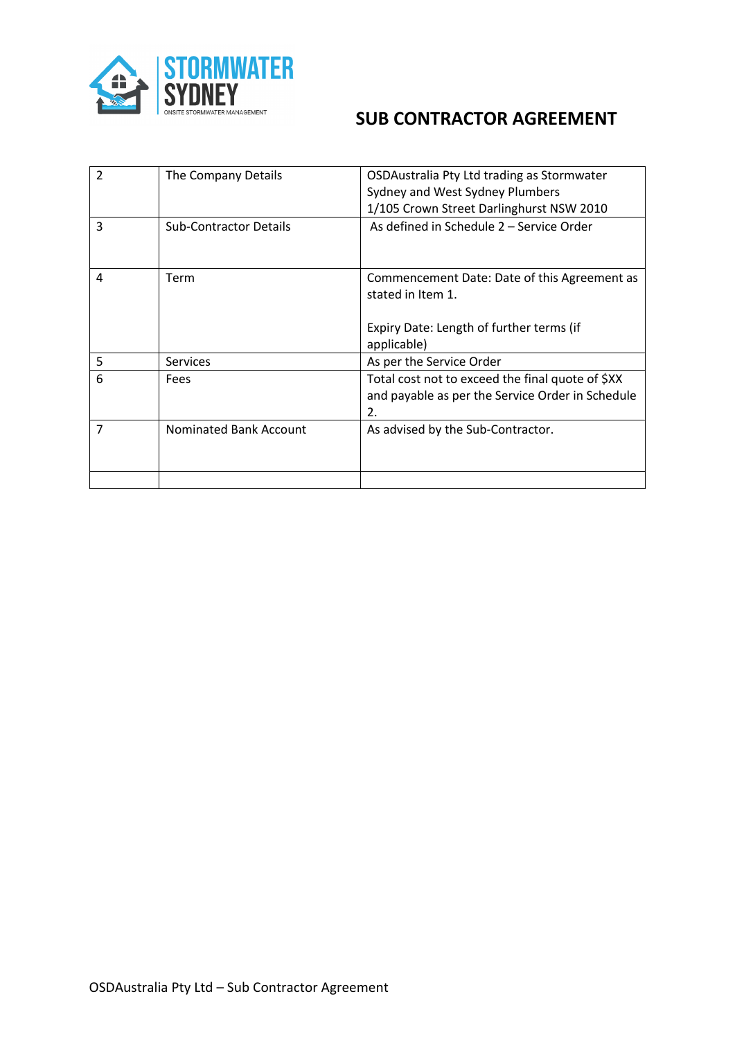# SUB CONTRACTOR AGREEMENT

| | | |
|---|---|---|
| 2 | The Company Details | OSDAustralia Pty Ltd trading as Stormwater Sydney and West Sydney Plumbers<br>1/105 Crown Street Darlinghurst NSW 2010 |
| 3 | Sub-Contractor Details | As defined in Schedule 2 – Service Order |
| 4 | Term | Commencement Date: Date of this Agreement as stated in Item 1.<br><br>Expiry Date: Length of further terms (if applicable) |
| 5 | Services | As per the Service Order |
| 6 | Fees | Total cost not to exceed the final quote of $XX and payable as per the Service Order in Schedule 2. |
| 7 | Nominated Bank Account | As advised by the Sub-Contractor. |
| | | |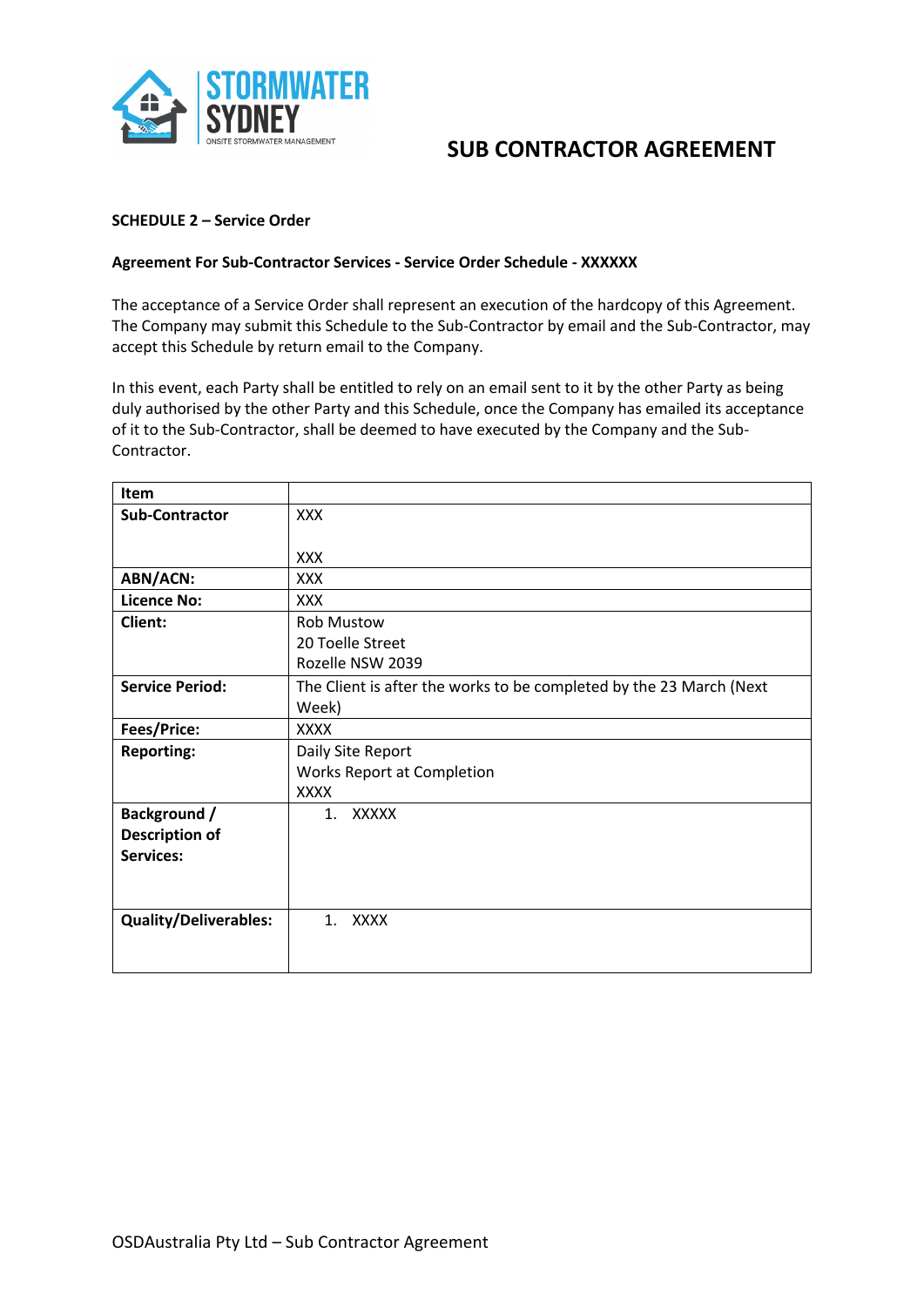# SUB CONTRACTOR AGREEMENT

**SCHEDULE 2 – Service Order**

**Agreement For Sub-Contractor Services - Service Order Schedule - XXXXXX**

The acceptance of a Service Order shall represent an execution of the hardcopy of this Agreement. The Company may submit this Schedule to the Sub-Contractor by email and the Sub-Contractor, may accept this Schedule by return email to the Company.

In this event, each Party shall be entitled to rely on an email sent to it by the other Party as being duly authorised by the other Party and this Schedule, once the Company has emailed its acceptance of it to the Sub-Contractor, shall be deemed to have executed by the Company and the Sub-Contractor.

| **Item** | |
|---|---|
| **Sub-Contractor** | XXX<br><br>XXX |
| **ABN/ACN:** | XXX |
| **Licence No:** | XXX |
| **Client:** | Rob Mustow<br>20 Toelle Street<br>Rozelle NSW 2039 |
| **Service Period:** | The Client is after the works to be completed by the 23 March (Next Week) |
| **Fees/Price:** | XXXX |
| **Reporting:** | Daily Site Report<br>Works Report at Completion<br>XXXX |
| **Background / Description of Services:** | 1. XXXXX |
| **Quality/Deliverables:** | 1. XXXX |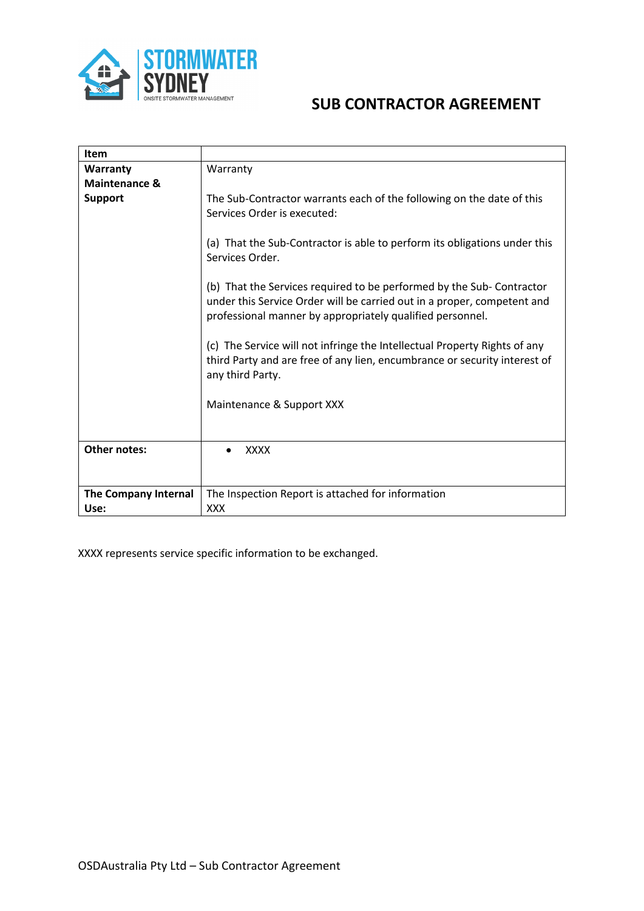# SUB CONTRACTOR AGREEMENT

| Item | |
|---|---|
| **Warranty Maintenance & Support** | Warranty<br><br>The Sub-Contractor warrants each of the following on the date of this Services Order is executed:<br><br>(a) That the Sub-Contractor is able to perform its obligations under this Services Order.<br><br>(b) That the Services required to be performed by the Sub- Contractor under this Service Order will be carried out in a proper, competent and professional manner by appropriately qualified personnel.<br><br>(c) The Service will not infringe the Intellectual Property Rights of any third Party and are free of any lien, encumbrance or security interest of any third Party.<br><br>Maintenance & Support XXX |
| **Other notes:** | • XXXX |
| **The Company Internal Use:** | The Inspection Report is attached for information<br>XXX |

XXXX represents service specific information to be exchanged.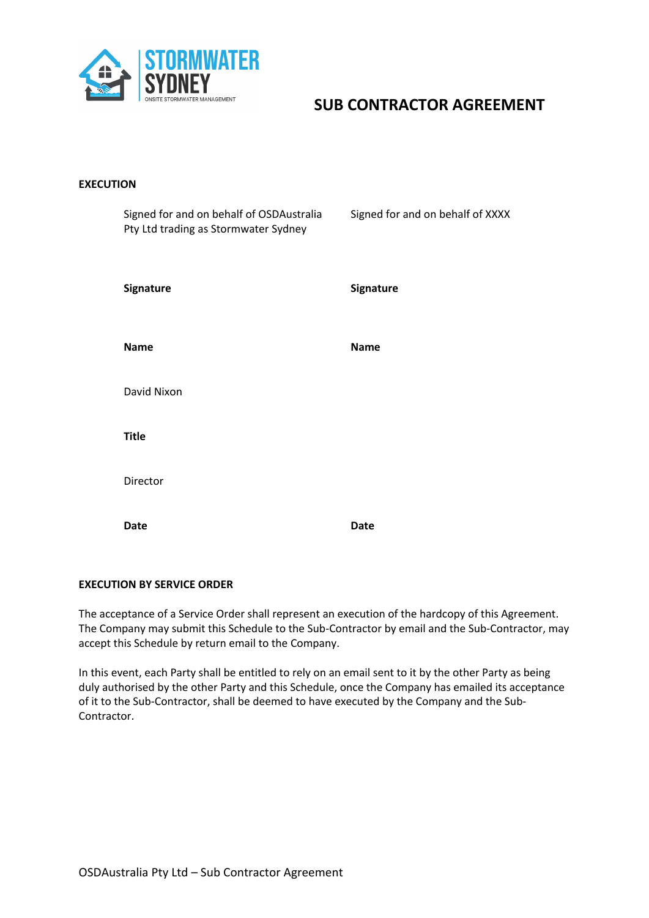STORMWATER SYDNEY
ONSITE STORMWATER MANAGEMENT

# SUB CONTRACTOR AGREEMENT

## EXECUTION

| Signed for and on behalf of OSDAustralia Pty Ltd trading as Stormwater Sydney | Signed for and on behalf of XXXX |
|---|---|
| **Signature** | **Signature** |
| **Name** | **Name** |
| David Nixon | |
| **Title** | |
| Director | |
| **Date** | **Date** |

## EXECUTION BY SERVICE ORDER

The acceptance of a Service Order shall represent an execution of the hardcopy of this Agreement. The Company may submit this Schedule to the Sub-Contractor by email and the Sub-Contractor, may accept this Schedule by return email to the Company.

In this event, each Party shall be entitled to rely on an email sent to it by the other Party as being duly authorised by the other Party and this Schedule, once the Company has emailed its acceptance of it to the Sub-Contractor, shall be deemed to have executed by the Company and the Sub-Contractor.